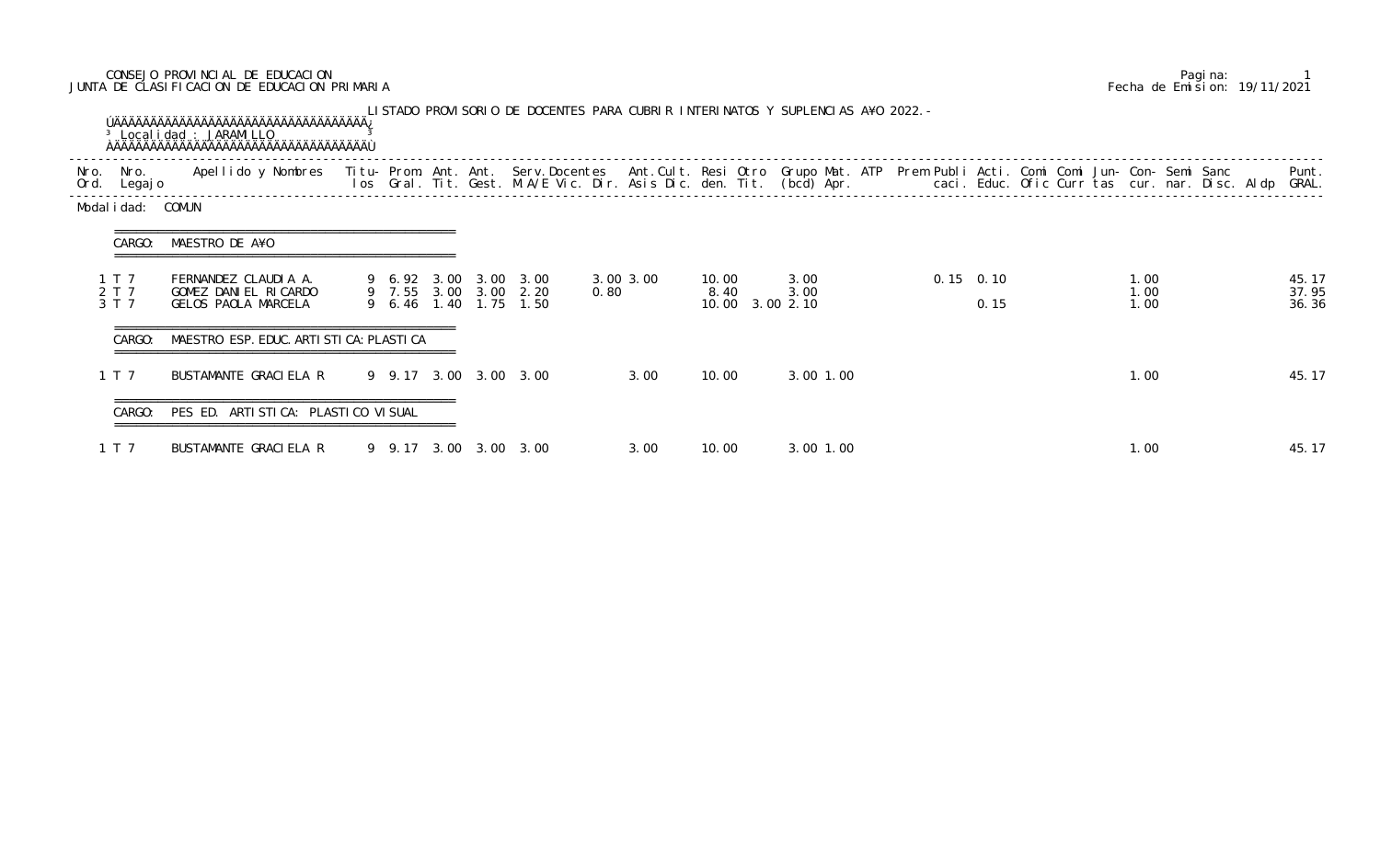CONSEJO PROVINCIAL DE EDUCACION
JUNTA DE CLASIFICACION DE EDUCACION PRIMARIA

Pagina: 1
Fecha de Emision: 19/11/2021

LISTADO PROVISORIO DE DOCENTES PARA CUBRIR INTERINATOS Y SUPLENCIAS A¥O 2022.-

Localidad : JARAMILLO

Modalidad: COMUN

CARGO: MAESTRO DE A¥O

| Nro. Ord. | Nro. Legajo | Apellido y Nombres | Titulos | Prom. Gral. | Ant. Tit. | Ant. Gest. | Serv.Docentes M.A/E Vic. Dir. | Ant.Cult. Asis Dic. | Resi den. | Otro Tit. | Grupo (bcd) | Mat. Apr. | ATP | Prem | Publi caci. | Acti. Educ. | Comi Ofic | Comi Curr | Jun- tas | Con- cur. | Semi nar. | Sanc Disc. | Aldp | Punt. GRAL. |
|---|---|---|---|---|---|---|---|---|---|---|---|---|---|---|---|---|---|---|---|---|---|---|---|---|
| 1 | T 7 | FERNANDEZ CLAUDIA A. | 9 | 6.92 | 3.00 | 3.00 | 3.00 | 3.00 3.00 | 10.00 | | 3.00 | | | | 0.15 | 0.10 | | | | 1.00 | | | | 45.17 |
| 2 | T 7 | GOMEZ DANIEL RICARDO | 9 | 7.55 | 3.00 | 3.00 | 2.20 | 0.80 | 8.40 | | 3.00 | | | | | | | | | 1.00 | | | | 37.95 |
| 3 | T 7 | GELOS PAOLA MARCELA | 9 | 6.46 | 1.40 | 1.75 | 1.50 | | 10.00 | 3.00 | 2.10 | | | | | 0.15 | | | | 1.00 | | | | 36.36 |

CARGO: MAESTRO ESP. EDUC. ARTISTICA: PLASTICA

| Nro. Ord. | Nro. Legajo | Apellido y Nombres | Titulos | Prom. Gral. | Ant. Tit. | Ant. Gest. | Serv.Docentes M.A/E Vic. Dir. | Ant.Cult. Asis Dic. | Resi den. | Otro Tit. | Grupo (bcd) | Mat. Apr. | ATP | Prem | Publi caci. | Acti. Educ. | Comi Ofic | Comi Curr | Jun- tas | Con- cur. | Semi nar. | Sanc Disc. | Aldp | Punt. GRAL. |
|---|---|---|---|---|---|---|---|---|---|---|---|---|---|---|---|---|---|---|---|---|---|---|---|---|
| 1 | T 7 | BUSTAMANTE GRACIELA R | 9 | 9.17 | 3.00 | 3.00 | 3.00 | 3.00 | 10.00 | | 3.00 | 1.00 | | | | | | | | 1.00 | | | | 45.17 |

CARGO: PES ED. ARTISTICA: PLASTICO VISUAL

| Nro. Ord. | Nro. Legajo | Apellido y Nombres | Titulos | Prom. Gral. | Ant. Tit. | Ant. Gest. | Serv.Docentes M.A/E Vic. Dir. | Ant.Cult. Asis Dic. | Resi den. | Otro Tit. | Grupo (bcd) | Mat. Apr. | ATP | Prem | Publi caci. | Acti. Educ. | Comi Ofic | Comi Curr | Jun- tas | Con- cur. | Semi nar. | Sanc Disc. | Aldp | Punt. GRAL. |
|---|---|---|---|---|---|---|---|---|---|---|---|---|---|---|---|---|---|---|---|---|---|---|---|---|
| 1 | T 7 | BUSTAMANTE GRACIELA R | 9 | 9.17 | 3.00 | 3.00 | 3.00 | 3.00 | 10.00 | | 3.00 | 1.00 | | | | | | | | 1.00 | | | | 45.17 |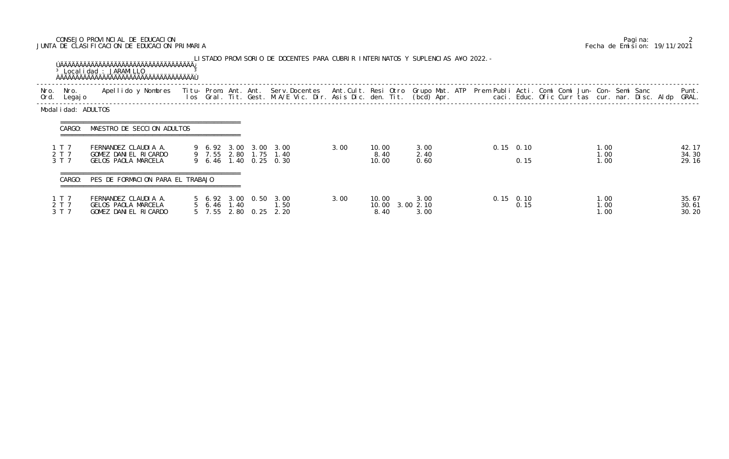CONSEJO PROVINCIAL DE EDUCACION
JUNTA DE CLASIFICACION DE EDUCACION PRIMARIA

Pagina: 2
Fecha de Emision: 19/11/2021

LISTADO PROVISORIO DE DOCENTES PARA CUBRIR INTERINATOS Y SUPLENCIAS A¥O 2022.-

Localidad : JARAMILLO

Modalidad: ADULTOS

CARGO: MAESTRO DE SECCION ADULTOS

| Nro. Ord. | Nro. Legajo | Apellido y Nombres | Titu-los | Prom. Gral. | Ant. Tit. | Ant. Gest. | Serv.Docentes M.A/E Vic. Dir. | Ant.Cult. Asis Dic. | Resi den. | Otro Tit. | Grupo Mat. (bcd) | ATP Apr. | Prem | Publi caci. | Acti. Educ. | Comi Ofic | Comi Curr | Jun-tas | Con-cur. | Semi nar. | Sanc Disc. | Aldp | Punt. GRAL. |
|---|---|---|---|---|---|---|---|---|---|---|---|---|---|---|---|---|---|---|---|---|---|---|---|
| 1 | T 7 | FERNANDEZ CLAUDIA A. | 9 | 6.92 | 3.00 | 3.00 | 3.00 | 3.00 | 10.00 | | 3.00 | | | 0.15 | 0.10 | | | | 1.00 | | | | 42.17 |
| 2 | T 7 | GOMEZ DANIEL RICARDO | 9 | 7.55 | 2.80 | 1.75 | 1.40 | | 8.40 | | 2.40 | | | | | | | | 1.00 | | | | 34.30 |
| 3 | T 7 | GELOS PAOLA MARCELA | 9 | 6.46 | 1.40 | 0.25 | 0.30 | | 10.00 | | 0.60 | | | | 0.15 | | | | 1.00 | | | | 29.16 |

CARGO: PES DE FORMACION PARA EL TRABAJO

| Nro. Ord. | Nro. Legajo | Apellido y Nombres | Titu-los | Prom. Gral. | Ant. Tit. | Ant. Gest. | Serv.Docentes M.A/E Vic. Dir. | Ant.Cult. Asis Dic. | Resi den. | Otro Tit. | Grupo Mat. (bcd) | ATP Apr. | Prem | Publi caci. | Acti. Educ. | Comi Ofic | Comi Curr | Jun-tas | Con-cur. | Semi nar. | Sanc Disc. | Aldp | Punt. GRAL. |
|---|---|---|---|---|---|---|---|---|---|---|---|---|---|---|---|---|---|---|---|---|---|---|---|
| 1 | T 7 | FERNANDEZ CLAUDIA A. | 5 | 6.92 | 3.00 | 0.50 | 3.00 | 3.00 | 10.00 | | 3.00 | | | 0.15 | 0.10 | | | | 1.00 | | | | 35.67 |
| 2 | T 7 | GELOS PAOLA MARCELA | 5 | 6.46 | 1.40 | | 1.50 | | 10.00 | 3.00 | 2.10 | | | | 0.15 | | | | 1.00 | | | | 30.61 |
| 3 | T 7 | GOMEZ DANIEL RICARDO | 5 | 7.55 | 2.80 | 0.25 | 2.20 | | 8.40 | | 3.00 | | | | | | | | 1.00 | | | | 30.20 |